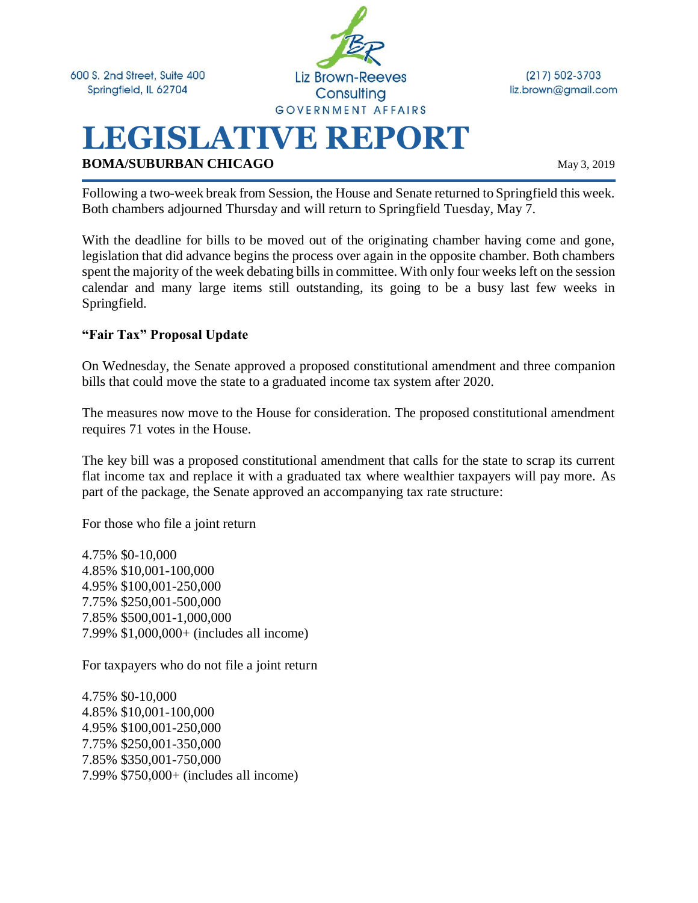600 S. 2nd Street, Suite 400
Springfield, IL 62704

Liz Brown-Reeves Consulting
GOVERNMENT AFFAIRS

(217) 502-3703
liz.brown@gmail.com

# LEGISLATIVE REPORT

**BOMA/SUBURBAN CHICAGO**

May 3, 2019

Following a two-week break from Session, the House and Senate returned to Springfield this week. Both chambers adjourned Thursday and will return to Springfield Tuesday, May 7.

With the deadline for bills to be moved out of the originating chamber having come and gone, legislation that did advance begins the process over again in the opposite chamber. Both chambers spent the majority of the week debating bills in committee. With only four weeks left on the session calendar and many large items still outstanding, its going to be a busy last few weeks in Springfield.

**"Fair Tax" Proposal Update**

On Wednesday, the Senate approved a proposed constitutional amendment and three companion bills that could move the state to a graduated income tax system after 2020.

The measures now move to the House for consideration. The proposed constitutional amendment requires 71 votes in the House.

The key bill was a proposed constitutional amendment that calls for the state to scrap its current flat income tax and replace it with a graduated tax where wealthier taxpayers will pay more. As part of the package, the Senate approved an accompanying tax rate structure:

For those who file a joint return

4.75% $0-10,000
4.85% $10,001-100,000
4.95% $100,001-250,000
7.75% $250,001-500,000
7.85% $500,001-1,000,000
7.99% $1,000,000+ (includes all income)

For taxpayers who do not file a joint return

4.75% $0-10,000
4.85% $10,001-100,000
4.95% $100,001-250,000
7.75% $250,001-350,000
7.85% $350,001-750,000
7.99% $750,000+ (includes all income)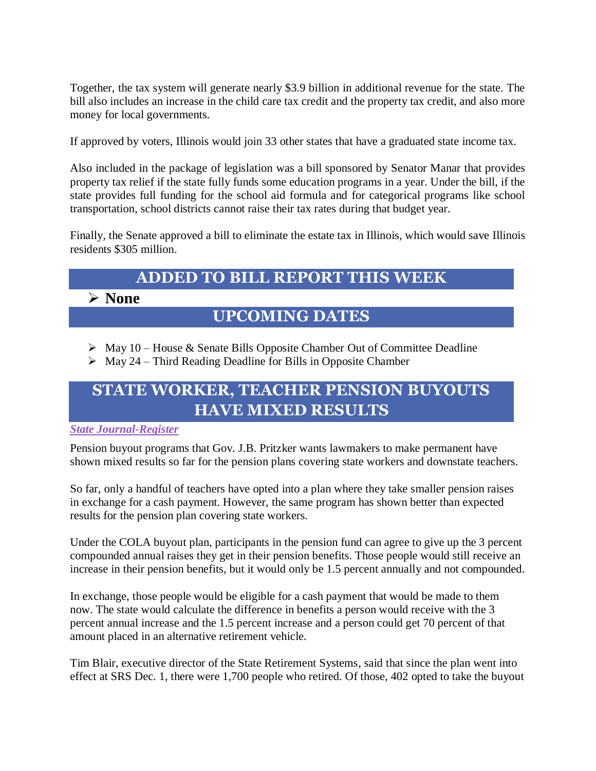Together, the tax system will generate nearly $3.9 billion in additional revenue for the state. The bill also includes an increase in the child care tax credit and the property tax credit, and also more money for local governments.

If approved by voters, Illinois would join 33 other states that have a graduated state income tax.

Also included in the package of legislation was a bill sponsored by Senator Manar that provides property tax relief if the state fully funds some education programs in a year. Under the bill, if the state provides full funding for the school aid formula and for categorical programs like school transportation, school districts cannot raise their tax rates during that budget year.

Finally, the Senate approved a bill to eliminate the estate tax in Illinois, which would save Illinois residents $305 million.

## ADDED TO BILL REPORT THIS WEEK

- **None**

## UPCOMING DATES

- May 10 – House & Senate Bills Opposite Chamber Out of Committee Deadline
- May 24 – Third Reading Deadline for Bills in Opposite Chamber

## STATE WORKER, TEACHER PENSION BUYOUTS HAVE MIXED RESULTS

***State Journal-Register***

Pension buyout programs that Gov. J.B. Pritzker wants lawmakers to make permanent have shown mixed results so far for the pension plans covering state workers and downstate teachers.

So far, only a handful of teachers have opted into a plan where they take smaller pension raises in exchange for a cash payment. However, the same program has shown better than expected results for the pension plan covering state workers.

Under the COLA buyout plan, participants in the pension fund can agree to give up the 3 percent compounded annual raises they get in their pension benefits. Those people would still receive an increase in their pension benefits, but it would only be 1.5 percent annually and not compounded.

In exchange, those people would be eligible for a cash payment that would be made to them now. The state would calculate the difference in benefits a person would receive with the 3 percent annual increase and the 1.5 percent increase and a person could get 70 percent of that amount placed in an alternative retirement vehicle.

Tim Blair, executive director of the State Retirement Systems, said that since the plan went into effect at SRS Dec. 1, there were 1,700 people who retired. Of those, 402 opted to take the buyout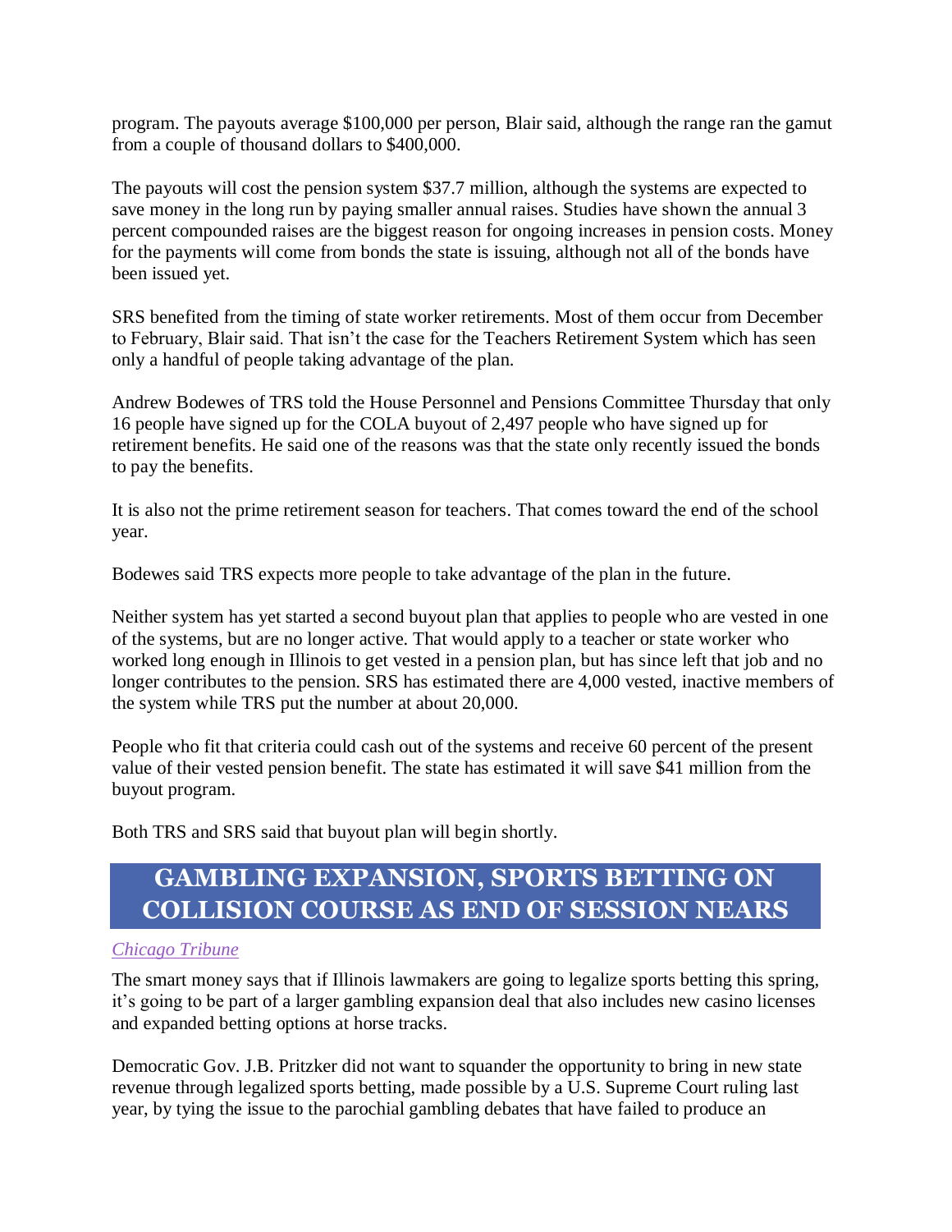program. The payouts average $100,000 per person, Blair said, although the range ran the gamut from a couple of thousand dollars to $400,000.

The payouts will cost the pension system $37.7 million, although the systems are expected to save money in the long run by paying smaller annual raises. Studies have shown the annual 3 percent compounded raises are the biggest reason for ongoing increases in pension costs. Money for the payments will come from bonds the state is issuing, although not all of the bonds have been issued yet.

SRS benefited from the timing of state worker retirements. Most of them occur from December to February, Blair said. That isn't the case for the Teachers Retirement System which has seen only a handful of people taking advantage of the plan.

Andrew Bodewes of TRS told the House Personnel and Pensions Committee Thursday that only 16 people have signed up for the COLA buyout of 2,497 people who have signed up for retirement benefits. He said one of the reasons was that the state only recently issued the bonds to pay the benefits.

It is also not the prime retirement season for teachers. That comes toward the end of the school year.

Bodewes said TRS expects more people to take advantage of the plan in the future.

Neither system has yet started a second buyout plan that applies to people who are vested in one of the systems, but are no longer active. That would apply to a teacher or state worker who worked long enough in Illinois to get vested in a pension plan, but has since left that job and no longer contributes to the pension. SRS has estimated there are 4,000 vested, inactive members of the system while TRS put the number at about 20,000.

People who fit that criteria could cash out of the systems and receive 60 percent of the present value of their vested pension benefit. The state has estimated it will save $41 million from the buyout program.

Both TRS and SRS said that buyout plan will begin shortly.

## GAMBLING EXPANSION, SPORTS BETTING ON COLLISION COURSE AS END OF SESSION NEARS

*Chicago Tribune*

The smart money says that if Illinois lawmakers are going to legalize sports betting this spring, it's going to be part of a larger gambling expansion deal that also includes new casino licenses and expanded betting options at horse tracks.

Democratic Gov. J.B. Pritzker did not want to squander the opportunity to bring in new state revenue through legalized sports betting, made possible by a U.S. Supreme Court ruling last year, by tying the issue to the parochial gambling debates that have failed to produce an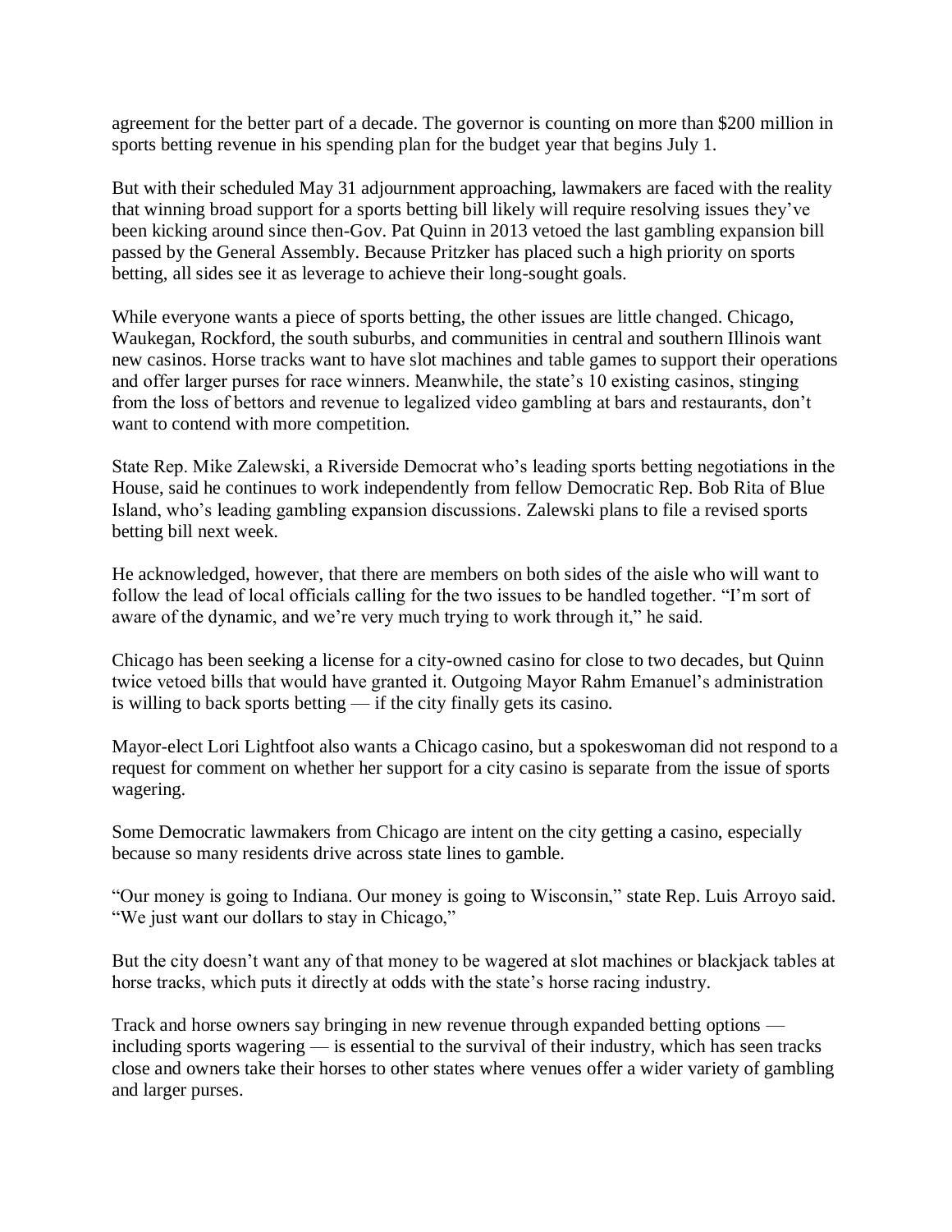agreement for the better part of a decade. The governor is counting on more than $200 million in sports betting revenue in his spending plan for the budget year that begins July 1.

But with their scheduled May 31 adjournment approaching, lawmakers are faced with the reality that winning broad support for a sports betting bill likely will require resolving issues they've been kicking around since then-Gov. Pat Quinn in 2013 vetoed the last gambling expansion bill passed by the General Assembly. Because Pritzker has placed such a high priority on sports betting, all sides see it as leverage to achieve their long-sought goals.

While everyone wants a piece of sports betting, the other issues are little changed. Chicago, Waukegan, Rockford, the south suburbs, and communities in central and southern Illinois want new casinos. Horse tracks want to have slot machines and table games to support their operations and offer larger purses for race winners. Meanwhile, the state's 10 existing casinos, stinging from the loss of bettors and revenue to legalized video gambling at bars and restaurants, don't want to contend with more competition.

State Rep. Mike Zalewski, a Riverside Democrat who's leading sports betting negotiations in the House, said he continues to work independently from fellow Democratic Rep. Bob Rita of Blue Island, who's leading gambling expansion discussions. Zalewski plans to file a revised sports betting bill next week.

He acknowledged, however, that there are members on both sides of the aisle who will want to follow the lead of local officials calling for the two issues to be handled together. "I'm sort of aware of the dynamic, and we're very much trying to work through it," he said.

Chicago has been seeking a license for a city-owned casino for close to two decades, but Quinn twice vetoed bills that would have granted it. Outgoing Mayor Rahm Emanuel's administration is willing to back sports betting — if the city finally gets its casino.

Mayor-elect Lori Lightfoot also wants a Chicago casino, but a spokeswoman did not respond to a request for comment on whether her support for a city casino is separate from the issue of sports wagering.

Some Democratic lawmakers from Chicago are intent on the city getting a casino, especially because so many residents drive across state lines to gamble.

"Our money is going to Indiana. Our money is going to Wisconsin," state Rep. Luis Arroyo said. "We just want our dollars to stay in Chicago,"

But the city doesn't want any of that money to be wagered at slot machines or blackjack tables at horse tracks, which puts it directly at odds with the state's horse racing industry.

Track and horse owners say bringing in new revenue through expanded betting options — including sports wagering — is essential to the survival of their industry, which has seen tracks close and owners take their horses to other states where venues offer a wider variety of gambling and larger purses.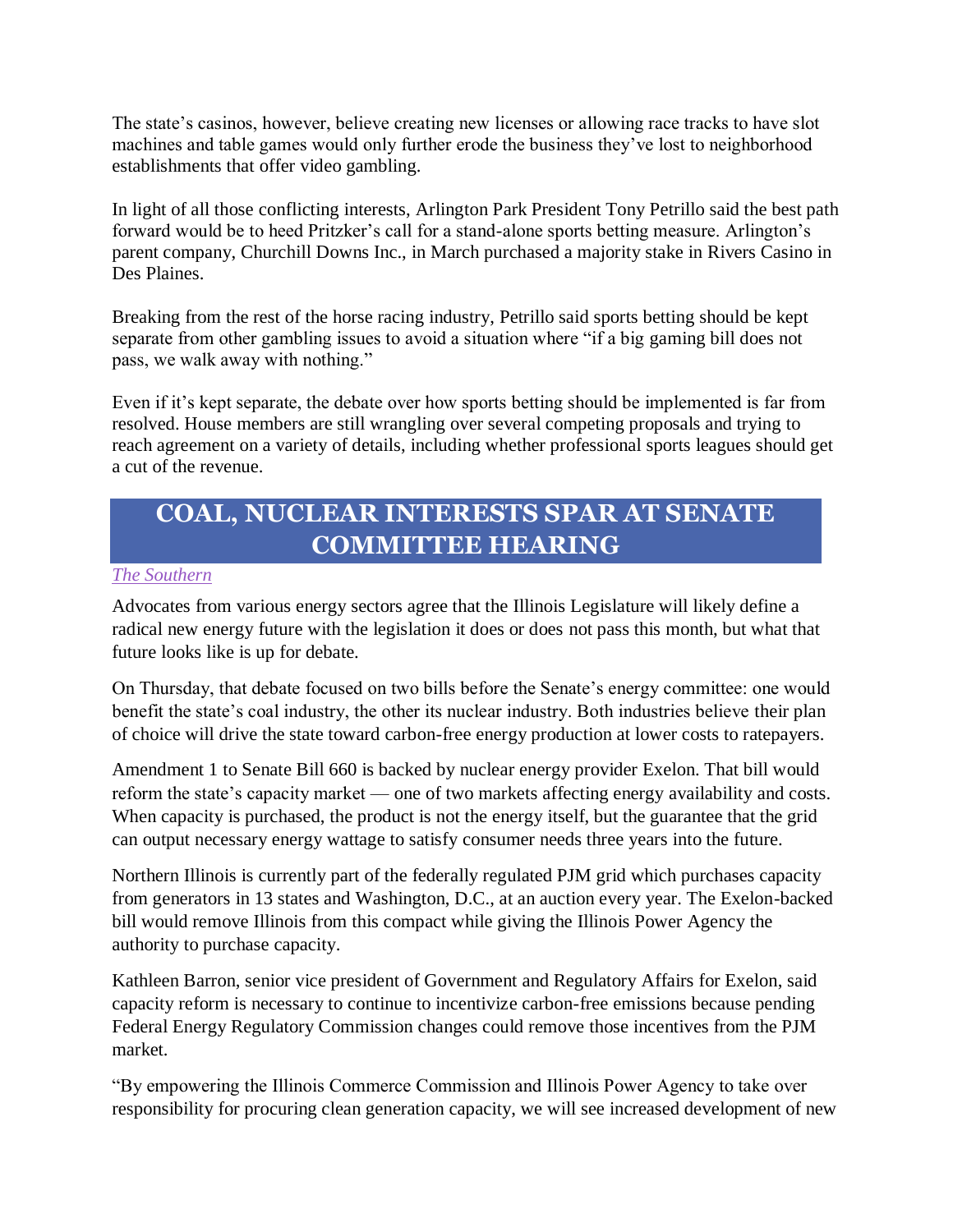The state's casinos, however, believe creating new licenses or allowing race tracks to have slot machines and table games would only further erode the business they've lost to neighborhood establishments that offer video gambling.

In light of all those conflicting interests, Arlington Park President Tony Petrillo said the best path forward would be to heed Pritzker's call for a stand-alone sports betting measure. Arlington's parent company, Churchill Downs Inc., in March purchased a majority stake in Rivers Casino in Des Plaines.

Breaking from the rest of the horse racing industry, Petrillo said sports betting should be kept separate from other gambling issues to avoid a situation where "if a big gaming bill does not pass, we walk away with nothing."

Even if it's kept separate, the debate over how sports betting should be implemented is far from resolved. House members are still wrangling over several competing proposals and trying to reach agreement on a variety of details, including whether professional sports leagues should get a cut of the revenue.

## COAL, NUCLEAR INTERESTS SPAR AT SENATE COMMITTEE HEARING

*The Southern*

Advocates from various energy sectors agree that the Illinois Legislature will likely define a radical new energy future with the legislation it does or does not pass this month, but what that future looks like is up for debate.

On Thursday, that debate focused on two bills before the Senate's energy committee: one would benefit the state's coal industry, the other its nuclear industry. Both industries believe their plan of choice will drive the state toward carbon-free energy production at lower costs to ratepayers.

Amendment 1 to Senate Bill 660 is backed by nuclear energy provider Exelon. That bill would reform the state's capacity market — one of two markets affecting energy availability and costs. When capacity is purchased, the product is not the energy itself, but the guarantee that the grid can output necessary energy wattage to satisfy consumer needs three years into the future.

Northern Illinois is currently part of the federally regulated PJM grid which purchases capacity from generators in 13 states and Washington, D.C., at an auction every year. The Exelon-backed bill would remove Illinois from this compact while giving the Illinois Power Agency the authority to purchase capacity.

Kathleen Barron, senior vice president of Government and Regulatory Affairs for Exelon, said capacity reform is necessary to continue to incentivize carbon-free emissions because pending Federal Energy Regulatory Commission changes could remove those incentives from the PJM market.

"By empowering the Illinois Commerce Commission and Illinois Power Agency to take over responsibility for procuring clean generation capacity, we will see increased development of new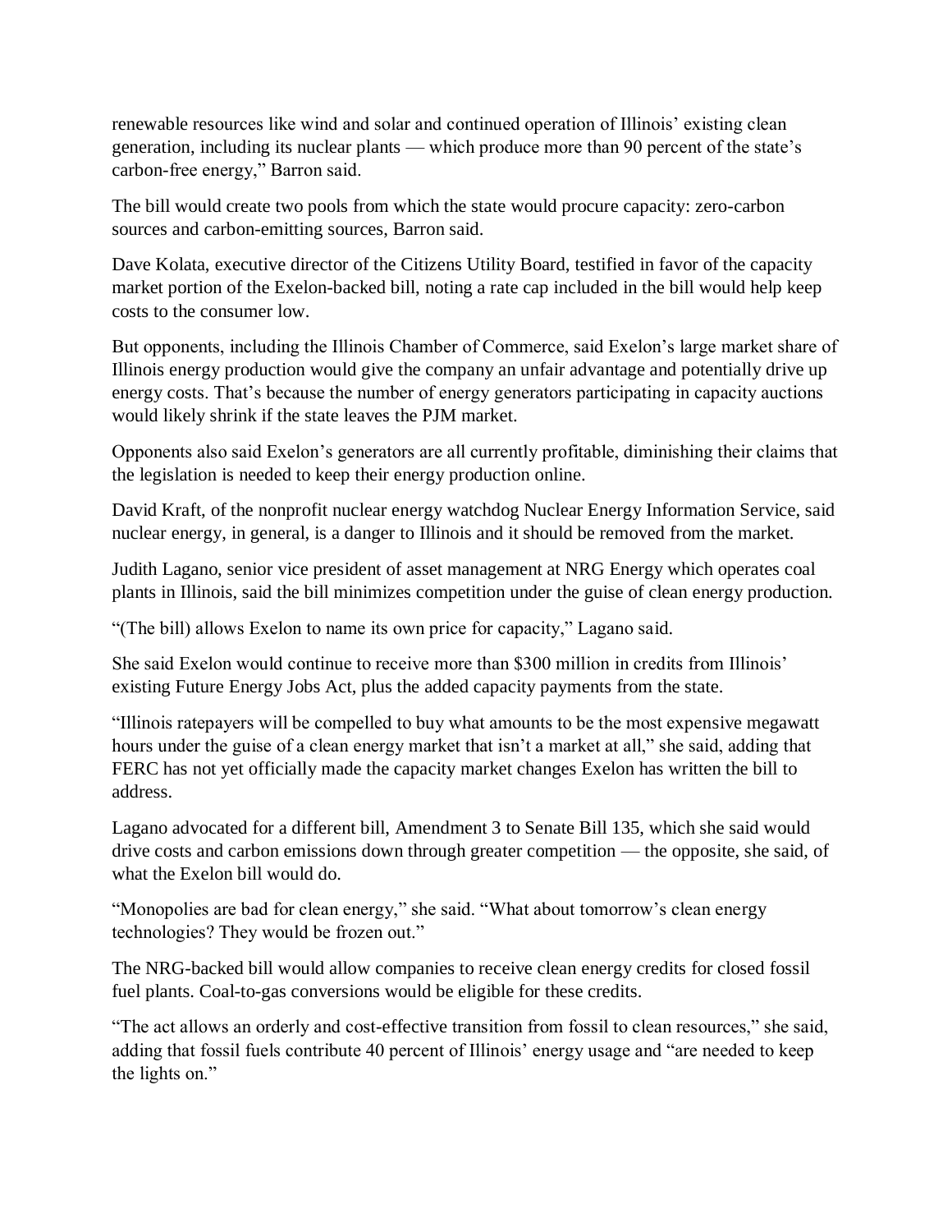renewable resources like wind and solar and continued operation of Illinois' existing clean generation, including its nuclear plants — which produce more than 90 percent of the state's carbon-free energy," Barron said.

The bill would create two pools from which the state would procure capacity: zero-carbon sources and carbon-emitting sources, Barron said.

Dave Kolata, executive director of the Citizens Utility Board, testified in favor of the capacity market portion of the Exelon-backed bill, noting a rate cap included in the bill would help keep costs to the consumer low.

But opponents, including the Illinois Chamber of Commerce, said Exelon's large market share of Illinois energy production would give the company an unfair advantage and potentially drive up energy costs. That's because the number of energy generators participating in capacity auctions would likely shrink if the state leaves the PJM market.

Opponents also said Exelon's generators are all currently profitable, diminishing their claims that the legislation is needed to keep their energy production online.

David Kraft, of the nonprofit nuclear energy watchdog Nuclear Energy Information Service, said nuclear energy, in general, is a danger to Illinois and it should be removed from the market.

Judith Lagano, senior vice president of asset management at NRG Energy which operates coal plants in Illinois, said the bill minimizes competition under the guise of clean energy production.

"(The bill) allows Exelon to name its own price for capacity," Lagano said.

She said Exelon would continue to receive more than $300 million in credits from Illinois' existing Future Energy Jobs Act, plus the added capacity payments from the state.

"Illinois ratepayers will be compelled to buy what amounts to be the most expensive megawatt hours under the guise of a clean energy market that isn't a market at all," she said, adding that FERC has not yet officially made the capacity market changes Exelon has written the bill to address.

Lagano advocated for a different bill, Amendment 3 to Senate Bill 135, which she said would drive costs and carbon emissions down through greater competition — the opposite, she said, of what the Exelon bill would do.

"Monopolies are bad for clean energy," she said. "What about tomorrow's clean energy technologies? They would be frozen out."

The NRG-backed bill would allow companies to receive clean energy credits for closed fossil fuel plants. Coal-to-gas conversions would be eligible for these credits.

"The act allows an orderly and cost-effective transition from fossil to clean resources," she said, adding that fossil fuels contribute 40 percent of Illinois' energy usage and "are needed to keep the lights on."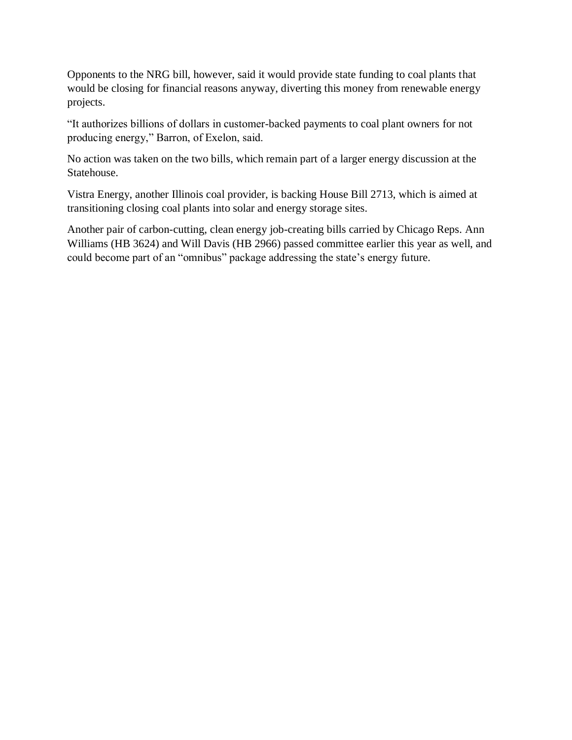Opponents to the NRG bill, however, said it would provide state funding to coal plants that would be closing for financial reasons anyway, diverting this money from renewable energy projects.

"It authorizes billions of dollars in customer-backed payments to coal plant owners for not producing energy," Barron, of Exelon, said.

No action was taken on the two bills, which remain part of a larger energy discussion at the Statehouse.

Vistra Energy, another Illinois coal provider, is backing House Bill 2713, which is aimed at transitioning closing coal plants into solar and energy storage sites.

Another pair of carbon-cutting, clean energy job-creating bills carried by Chicago Reps. Ann Williams (HB 3624) and Will Davis (HB 2966) passed committee earlier this year as well, and could become part of an "omnibus" package addressing the state's energy future.